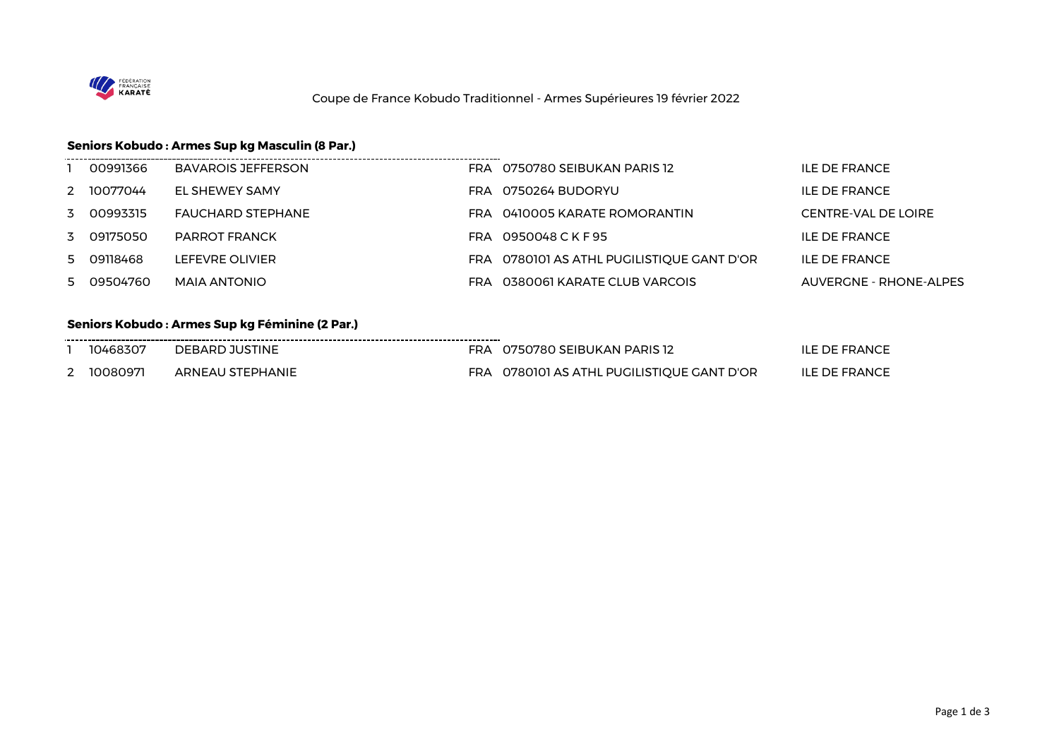Coupe de France Kobudo Traditionnel - Armes Supérieures 19 février 2022

### Seniors Kobudo : Armes Sup kg Masculin (8 Par.)

| | | | | | |
|---|---|---|---|---|---|
| 1 | 00991366 | BAVAROIS JEFFERSON | FRA | 0750780 SEIBUKAN PARIS 12 | ILE DE FRANCE |
| 2 | 10077044 | EL SHEWEY SAMY | FRA | 0750264 BUDORYU | ILE DE FRANCE |
| 3 | 00993315 | FAUCHARD STEPHANE | FRA | 0410005 KARATE ROMORANTIN | CENTRE-VAL DE LOIRE |
| 3 | 09175050 | PARROT FRANCK | FRA | 0950048 C K F 95 | ILE DE FRANCE |
| 5 | 09118468 | LEFEVRE OLIVIER | FRA | 0780101 AS ATHL PUGILISTIQUE GANT D'OR | ILE DE FRANCE |
| 5 | 09504760 | MAIA ANTONIO | FRA | 0380061 KARATE CLUB VARCOIS | AUVERGNE - RHONE-ALPES |

### Seniors Kobudo : Armes Sup kg Féminine (2 Par.)

| | | | | | |
|---|---|---|---|---|---|
| 1 | 10468307 | DEBARD JUSTINE | FRA | 0750780 SEIBUKAN PARIS 12 | ILE DE FRANCE |
| 2 | 10080971 | ARNEAU STEPHANIE | FRA | 0780101 AS ATHL PUGILISTIQUE GANT D'OR | ILE DE FRANCE |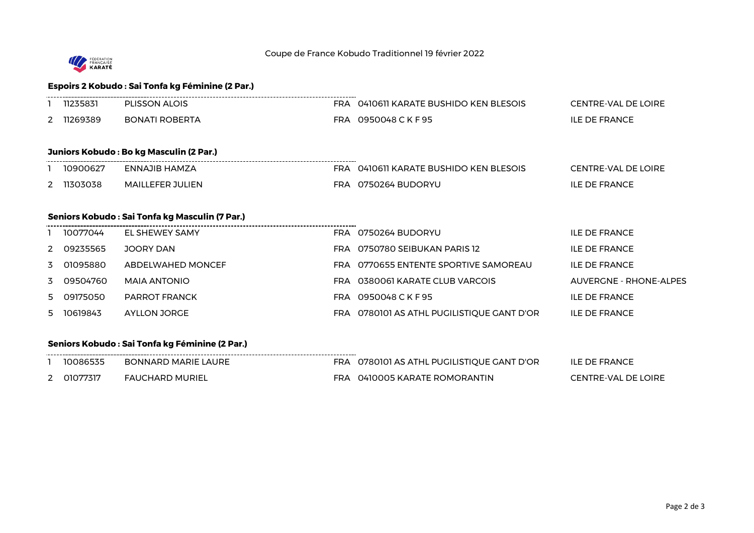Coupe de France Kobudo Traditionnel 19 février 2022

### Espoirs 2 Kobudo : Sai Tonfa kg Féminine (2 Par.)

| | | | | | |
|---|---|---|---|---|---|
| 1 | 11235831 | PLISSON ALOIS | FRA | 0410611 KARATE BUSHIDO KEN BLESOIS | CENTRE-VAL DE LOIRE |
| 2 | 11269389 | BONATI ROBERTA | FRA | 0950048 C K F 95 | ILE DE FRANCE |

### Juniors Kobudo : Bo kg Masculin (2 Par.)

| | | | | | |
|---|---|---|---|---|---|
| 1 | 10900627 | ENNAJIB HAMZA | FRA | 0410611 KARATE BUSHIDO KEN BLESOIS | CENTRE-VAL DE LOIRE |
| 2 | 11303038 | MAILLEFER JULIEN | FRA | 0750264 BUDORYU | ILE DE FRANCE |

### Seniors Kobudo : Sai Tonfa kg Masculin (7 Par.)

| | | | | | |
|---|---|---|---|---|---|
| 1 | 10077044 | EL SHEWEY SAMY | FRA | 0750264 BUDORYU | ILE DE FRANCE |
| 2 | 09235565 | JOORY DAN | FRA | 0750780 SEIBUKAN PARIS 12 | ILE DE FRANCE |
| 3 | 01095880 | ABDELWAHED MONCEF | FRA | 0770655 ENTENTE SPORTIVE SAMOREAU | ILE DE FRANCE |
| 3 | 09504760 | MAIA ANTONIO | FRA | 0380061 KARATE CLUB VARCOIS | AUVERGNE - RHONE-ALPES |
| 5 | 09175050 | PARROT FRANCK | FRA | 0950048 C K F 95 | ILE DE FRANCE |
| 5 | 10619843 | AYLLON JORGE | FRA | 0780101 AS ATHL PUGILISTIQUE GANT D'OR | ILE DE FRANCE |

### Seniors Kobudo : Sai Tonfa kg Féminine (2 Par.)

| | | | | | |
|---|---|---|---|---|---|
| 1 | 10086535 | BONNARD MARIE LAURE | FRA | 0780101 AS ATHL PUGILISTIQUE GANT D'OR | ILE DE FRANCE |
| 2 | 01077317 | FAUCHARD MURIEL | FRA | 0410005 KARATE ROMORANTIN | CENTRE-VAL DE LOIRE |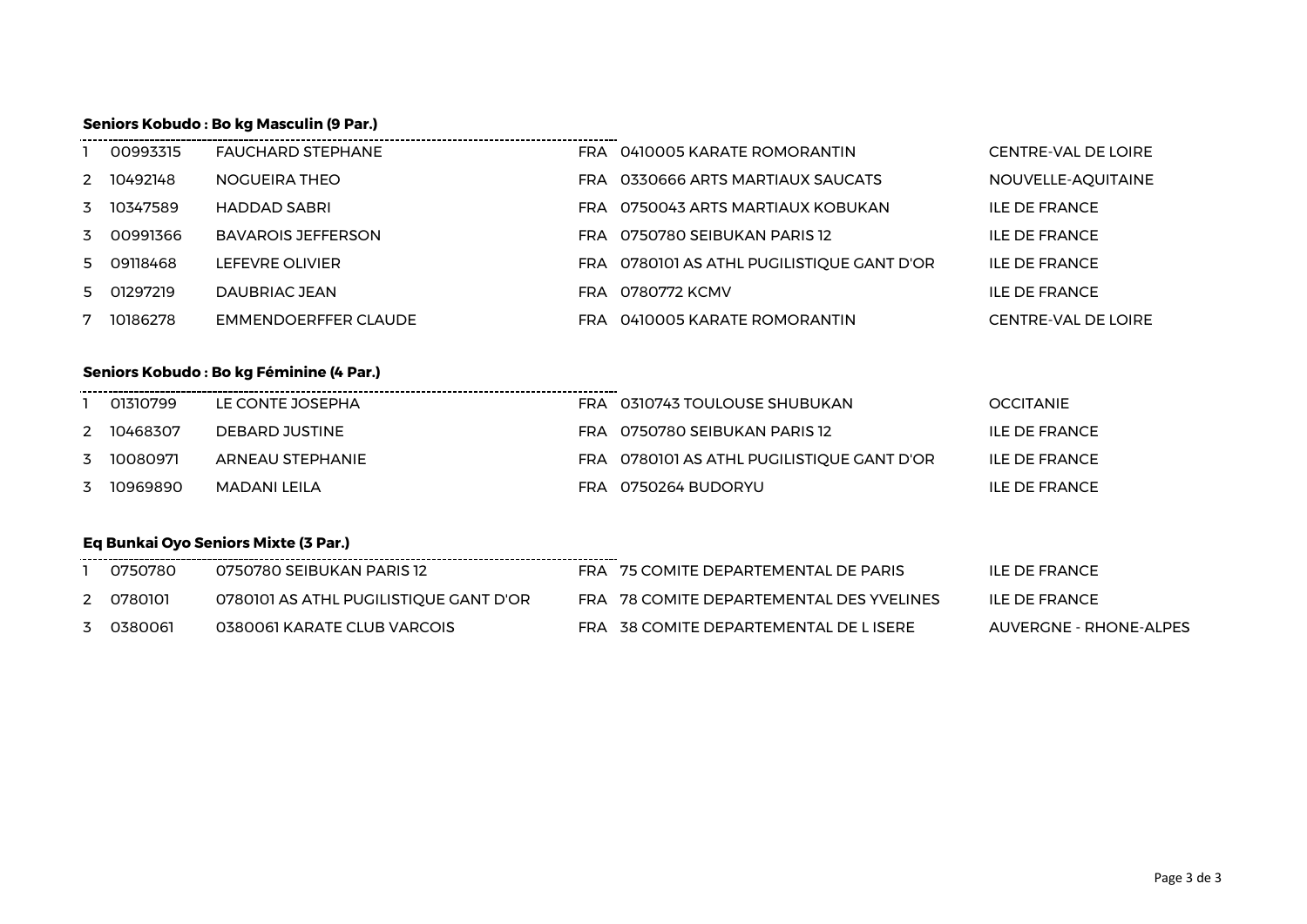**Seniors Kobudo : Bo kg Masculin (9 Par.)**

| | | | | | |
|---|---|---|---|---|---|
| 1 | 00993315 | FAUCHARD STEPHANE | FRA | 0410005 KARATE ROMORANTIN | CENTRE-VAL DE LOIRE |
| 2 | 10492148 | NOGUEIRA THEO | FRA | 0330666 ARTS MARTIAUX SAUCATS | NOUVELLE-AQUITAINE |
| 3 | 10347589 | HADDAD SABRI | FRA | 0750043 ARTS MARTIAUX KOBUKAN | ILE DE FRANCE |
| 3 | 00991366 | BAVAROIS JEFFERSON | FRA | 0750780 SEIBUKAN PARIS 12 | ILE DE FRANCE |
| 5 | 09118468 | LEFEVRE OLIVIER | FRA | 0780101 AS ATHL PUGILISTIQUE GANT D'OR | ILE DE FRANCE |
| 5 | 01297219 | DAUBRIAC JEAN | FRA | 0780772 KCMV | ILE DE FRANCE |
| 7 | 10186278 | EMMENDOERFFER CLAUDE | FRA | 0410005 KARATE ROMORANTIN | CENTRE-VAL DE LOIRE |

**Seniors Kobudo : Bo kg Féminine (4 Par.)**

| | | | | | |
|---|---|---|---|---|---|
| 1 | 01310799 | LE CONTE JOSEPHA | FRA | 0310743 TOULOUSE SHUBUKAN | OCCITANIE |
| 2 | 10468307 | DEBARD JUSTINE | FRA | 0750780 SEIBUKAN PARIS 12 | ILE DE FRANCE |
| 3 | 10080971 | ARNEAU STEPHANIE | FRA | 0780101 AS ATHL PUGILISTIQUE GANT D'OR | ILE DE FRANCE |
| 3 | 10969890 | MADANI LEILA | FRA | 0750264 BUDORYU | ILE DE FRANCE |

**Eq Bunkai Oyo Seniors Mixte (3 Par.)**

| | | | | | |
|---|---|---|---|---|---|
| 1 | 0750780 | 0750780 SEIBUKAN PARIS 12 | FRA | 75 COMITE DEPARTEMENTAL DE PARIS | ILE DE FRANCE |
| 2 | 0780101 | 0780101 AS ATHL PUGILISTIQUE GANT D'OR | FRA | 78 COMITE DEPARTEMENTAL DES YVELINES | ILE DE FRANCE |
| 3 | 0380061 | 0380061 KARATE CLUB VARCOIS | FRA | 38 COMITE DEPARTEMENTAL DE L ISERE | AUVERGNE - RHONE-ALPES |